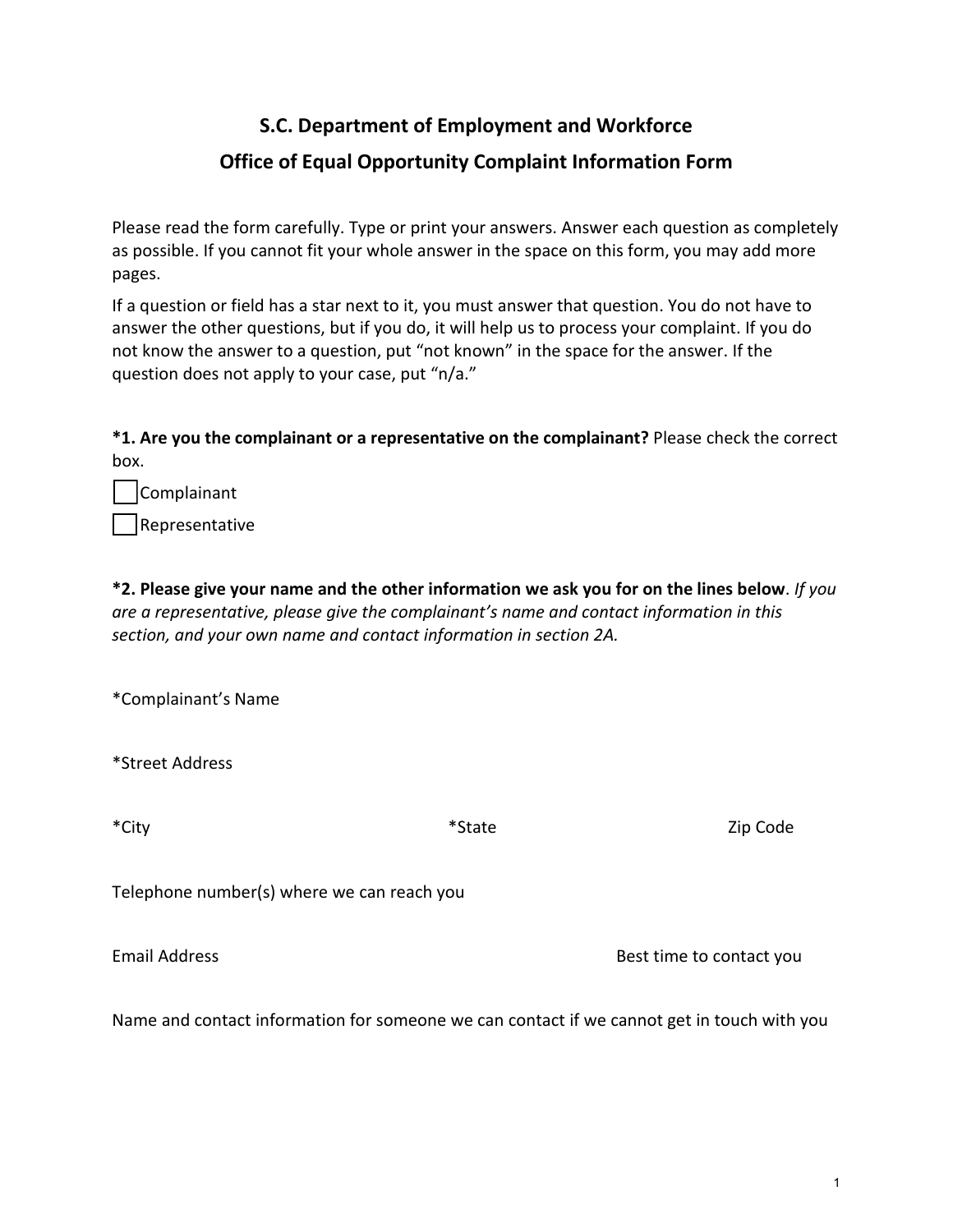# S.C. Department of Employment and Workforce

## Office of Equal Opportunity Complaint Information Form

Please read the form carefully. Type or print your answers. Answer each question as completely as possible. If you cannot fit your whole answer in the space on this form, you may add more pages.

If a question or field has a star next to it, you must answer that question. You do not have to answer the other questions, but if you do, it will help us to process your complaint. If you do not know the answer to a question, put "not known" in the space for the answer. If the question does not apply to your case, put "n/a."

**\*1. Are you the complainant or a representative on the complainant?** Please check the correct box.

☐ Complainant

☐ Representative

**\*2. Please give your name and the other information we ask you for on the lines below**. *If you are a representative, please give the complainant's name and contact information in this section, and your own name and contact information in section 2A.*

\*Complainant's Name

\*Street Address

\*City　　　　　　　　　　\*State　　　　　　　　　　Zip Code

Telephone number(s) where we can reach you

Email Address　　　　　　　　　　Best time to contact you

Name and contact information for someone we can contact if we cannot get in touch with you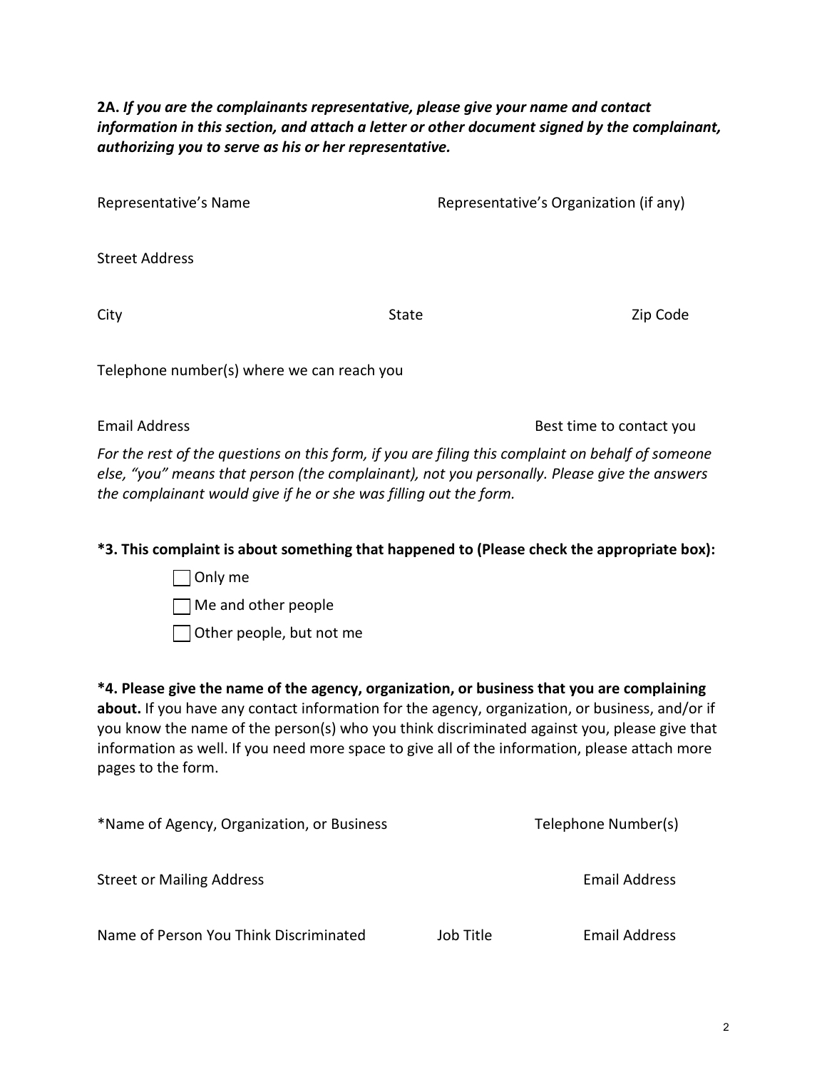**2A.** ***If you are the complainants representative, please give your name and contact information in this section, and attach a letter or other document signed by the complainant, authorizing you to serve as his or her representative.***

Representative's Name　　　　　　　　Representative's Organization (if any)

Street Address

City　　　　　　　　State　　　　　　　　Zip Code

Telephone number(s) where we can reach you

Email Address　　　　　　　　Best time to contact you

*For the rest of the questions on this form, if you are filing this complaint on behalf of someone else, "you" means that person (the complainant), not you personally. Please give the answers the complainant would give if he or she was filling out the form.*

**\*3. This complaint is about something that happened to (Please check the appropriate box):**

- ☐ Only me
- ☐ Me and other people
- ☐ Other people, but not me

**\*4. Please give the name of the agency, organization, or business that you are complaining about.** If you have any contact information for the agency, organization, or business, and/or if you know the name of the person(s) who you think discriminated against you, please give that information as well. If you need more space to give all of the information, please attach more pages to the form.

\*Name of Agency, Organization, or Business　　　　　　　　Telephone Number(s)

Street or Mailing Address　　　　　　　　Email Address

Name of Person You Think Discriminated　　　　Job Title　　　　Email Address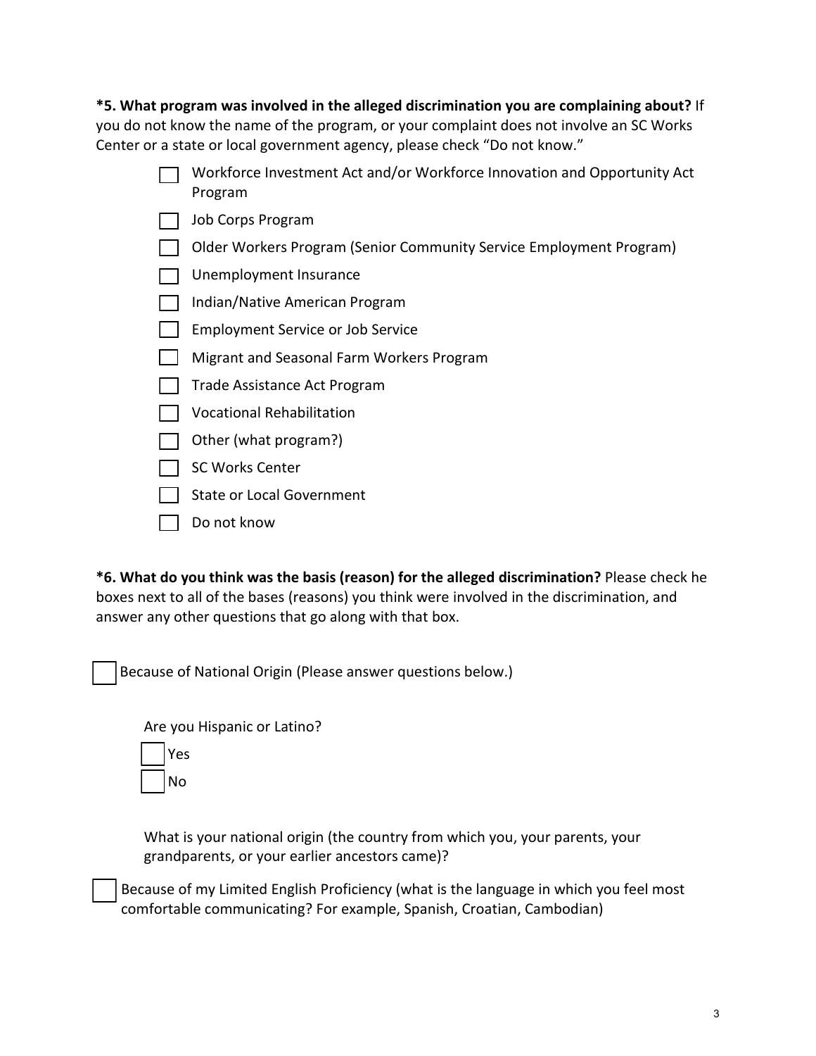**\*5. What program was involved in the alleged discrimination you are complaining about?** If you do not know the name of the program, or your complaint does not involve an SC Works Center or a state or local government agency, please check "Do not know."

- ☐ Workforce Investment Act and/or Workforce Innovation and Opportunity Act Program
- ☐ Job Corps Program
- ☐ Older Workers Program (Senior Community Service Employment Program)
- ☐ Unemployment Insurance
- ☐ Indian/Native American Program
- ☐ Employment Service or Job Service
- ☐ Migrant and Seasonal Farm Workers Program
- ☐ Trade Assistance Act Program
- ☐ Vocational Rehabilitation
- ☐ Other (what program?)
- ☐ SC Works Center
- ☐ State or Local Government
- ☐ Do not know

**\*6. What do you think was the basis (reason) for the alleged discrimination?** Please check he boxes next to all of the bases (reasons) you think were involved in the discrimination, and answer any other questions that go along with that box.

☐ Because of National Origin (Please answer questions below.)

Are you Hispanic or Latino?

- ☐ Yes
- ☐ No

What is your national origin (the country from which you, your parents, your grandparents, or your earlier ancestors came)?

☐ Because of my Limited English Proficiency (what is the language in which you feel most comfortable communicating? For example, Spanish, Croatian, Cambodian)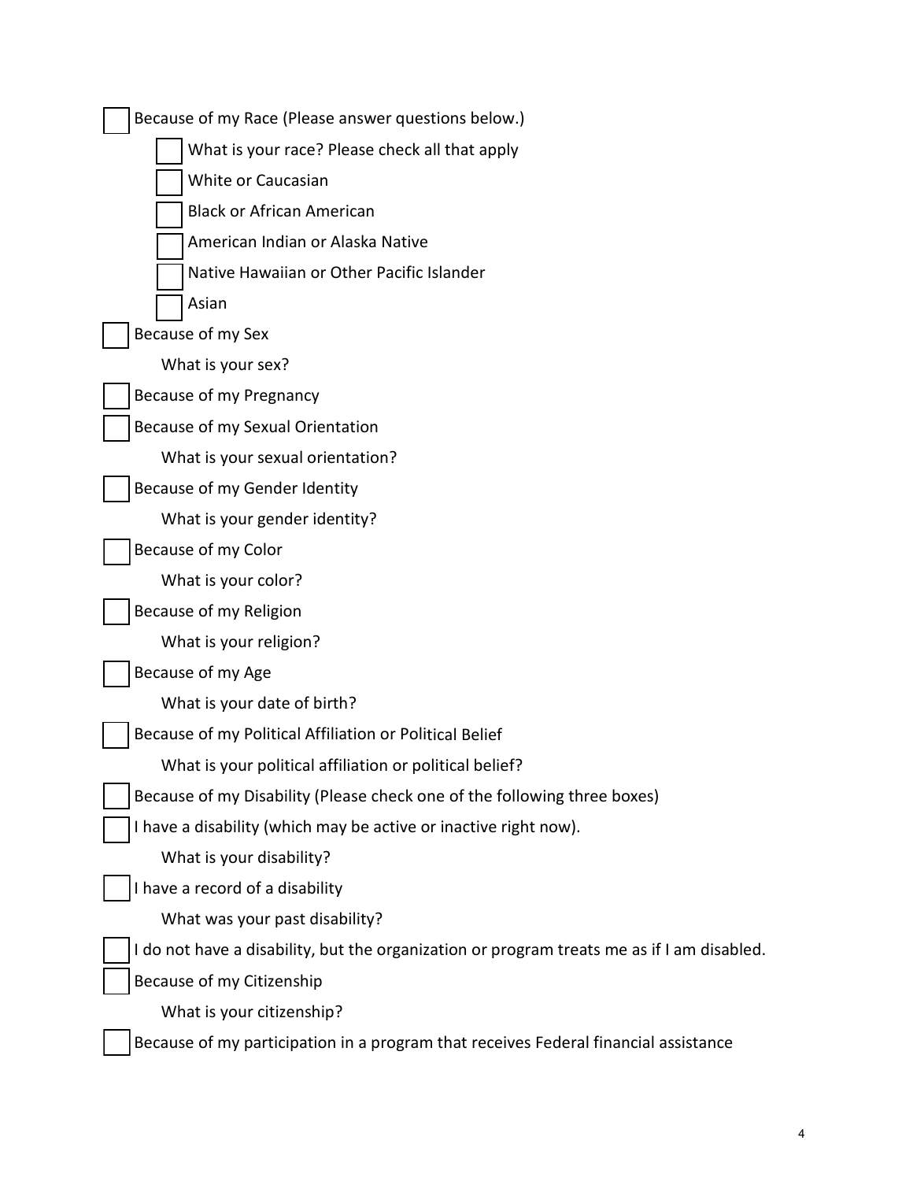- [ ] Because of my Race (Please answer questions below.)
    - [ ] What is your race? Please check all that apply
    - [ ] White or Caucasian
    - [ ] Black or African American
    - [ ] American Indian or Alaska Native
    - [ ] Native Hawaiian or Other Pacific Islander
    - [ ] Asian
- [ ] Because of my Sex

    What is your sex?
- [ ] Because of my Pregnancy
- [ ] Because of my Sexual Orientation

    What is your sexual orientation?
- [ ] Because of my Gender Identity

    What is your gender identity?
- [ ] Because of my Color

    What is your color?
- [ ] Because of my Religion

    What is your religion?
- [ ] Because of my Age

    What is your date of birth?
- [ ] Because of my Political Affiliation or Political Belief

    What is your political affiliation or political belief?
- [ ] Because of my Disability (Please check one of the following three boxes)
- [ ] I have a disability (which may be active or inactive right now).

    What is your disability?
- [ ] I have a record of a disability

    What was your past disability?
- [ ] I do not have a disability, but the organization or program treats me as if I am disabled.
- [ ] Because of my Citizenship

    What is your citizenship?
- [ ] Because of my participation in a program that receives Federal financial assistance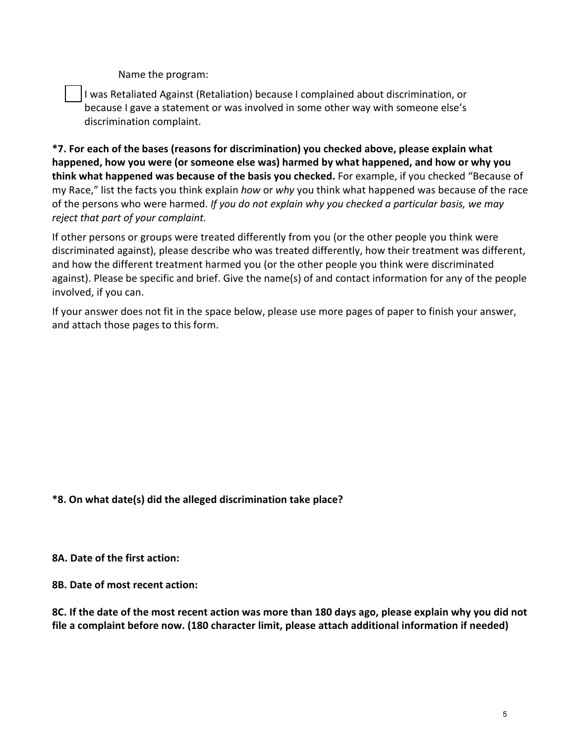Name the program:

☐ I was Retaliated Against (Retaliation) because I complained about discrimination, or because I gave a statement or was involved in some other way with someone else's discrimination complaint.

**\*7. For each of the bases (reasons for discrimination) you checked above, please explain what happened, how you were (or someone else was) harmed by what happened, and how or why you think what happened was because of the basis you checked.** For example, if you checked "Because of my Race," list the facts you think explain *how* or *why* you think what happened was because of the race of the persons who were harmed. *If you do not explain why you checked a particular basis, we may reject that part of your complaint.*

If other persons or groups were treated differently from you (or the other people you think were discriminated against), please describe who was treated differently, how their treatment was different, and how the different treatment harmed you (or the other people you think were discriminated against). Please be specific and brief. Give the name(s) of and contact information for any of the people involved, if you can.

If your answer does not fit in the space below, please use more pages of paper to finish your answer, and attach those pages to this form.

**\*8. On what date(s) did the alleged discrimination take place?**

**8A. Date of the first action:**

**8B. Date of most recent action:**

**8C. If the date of the most recent action was more than 180 days ago, please explain why you did not file a complaint before now. (180 character limit, please attach additional information if needed)**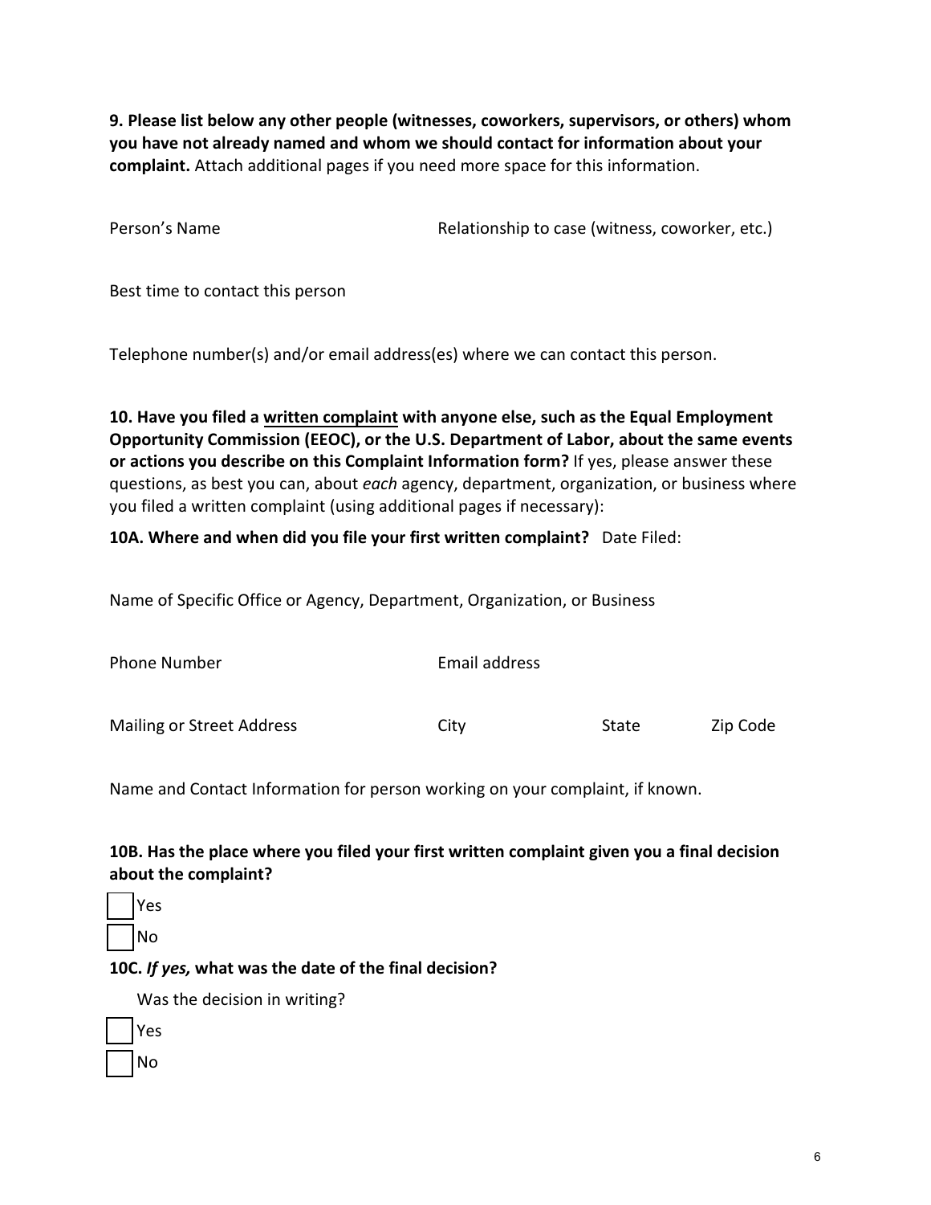**9. Please list below any other people (witnesses, coworkers, supervisors, or others) whom you have not already named and whom we should contact for information about your complaint.** Attach additional pages if you need more space for this information.

Person's Name

Relationship to case (witness, coworker, etc.)

Best time to contact this person

Telephone number(s) and/or email address(es) where we can contact this person.

**10. Have you filed a <u>written complaint</u> with anyone else, such as the Equal Employment Opportunity Commission (EEOC), or the U.S. Department of Labor, about the same events or actions you describe on this Complaint Information form?** If yes, please answer these questions, as best you can, about *each* agency, department, organization, or business where you filed a written complaint (using additional pages if necessary):

**10A. Where and when did you file your first written complaint?** Date Filed:

Name of Specific Office or Agency, Department, Organization, or Business

Phone Number

Email address

Mailing or Street Address

City

State

Zip Code

Name and Contact Information for person working on your complaint, if known.

**10B. Has the place where you filed your first written complaint given you a final decision about the complaint?**

☐ Yes

☐ No

**10C. *If yes,* what was the date of the final decision?**

Was the decision in writing?

☐ Yes

☐ No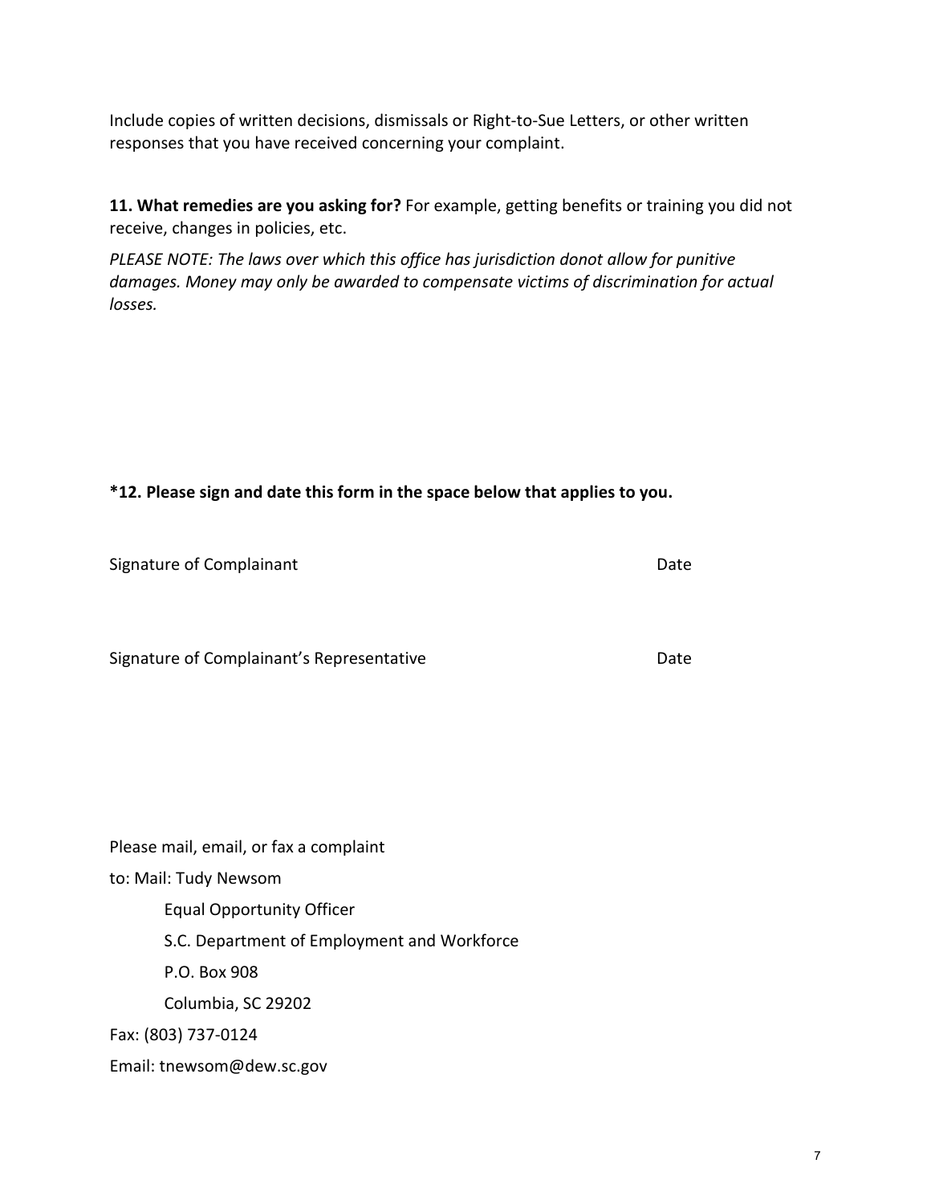Include copies of written decisions, dismissals or Right-to-Sue Letters, or other written responses that you have received concerning your complaint.

**11. What remedies are you asking for?** For example, getting benefits or training you did not receive, changes in policies, etc.

*PLEASE NOTE: The laws over which this office has jurisdiction donot allow for punitive damages. Money may only be awarded to compensate victims of discrimination for actual losses.*

**\*12. Please sign and date this form in the space below that applies to you.**

Signature of Complainant                                        Date

Signature of Complainant's Representative                                        Date

Please mail, email, or fax a complaint

to: Mail: Tudy Newsom

Equal Opportunity Officer

S.C. Department of Employment and Workforce

P.O. Box 908

Columbia, SC 29202

Fax: (803) 737-0124

Email: tnewsom@dew.sc.gov